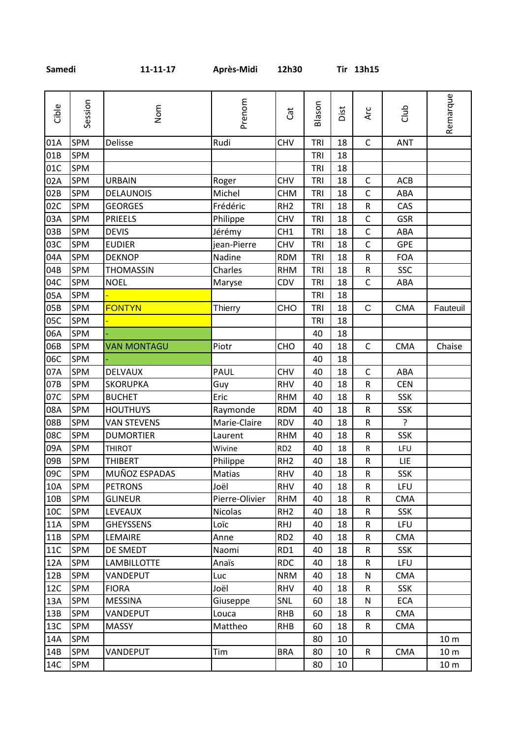**Samedi** **11-11-17** **Après-Midi** **12h30** **Tir 13h15**

| Cible | Session | Nom | Prenom | Cat | Blason | Dist | Arc | Club | Remarque |
|---|---|---|---|---|---|---|---|---|---|
| 01A | SPM | Delisse | Rudi | CHV | TRI | 18 | C | ANT | |
| 01B | SPM | | | | TRI | 18 | | | |
| 01C | SPM | | | | TRI | 18 | | | |
| 02A | SPM | URBAIN | Roger | CHV | TRI | 18 | C | ACB | |
| 02B | SPM | DELAUNOIS | Michel | CHM | TRI | 18 | C | ABA | |
| 02C | SPM | GEORGES | Frédéric | RH2 | TRI | 18 | R | CAS | |
| 03A | SPM | PRIEELS | Philippe | CHV | TRI | 18 | C | GSR | |
| 03B | SPM | DEVIS | Jérémy | CH1 | TRI | 18 | C | ABA | |
| 03C | SPM | EUDIER | jean-Pierre | CHV | TRI | 18 | C | GPE | |
| 04A | SPM | DEKNOP | Nadine | RDM | TRI | 18 | R | FOA | |
| 04B | SPM | THOMASSIN | Charles | RHM | TRI | 18 | R | SSC | |
| 04C | SPM | NOEL | Maryse | CDV | TRI | 18 | C | ABA | |
| 05A | SPM | - | | | TRI | 18 | | | |
| 05B | SPM | FONTYN | Thierry | CHO | TRI | 18 | C | CMA | Fauteuil |
| 05C | SPM | - | | | TRI | 18 | | | |
| 06A | SPM | - | | | 40 | 18 | | | |
| 06B | SPM | VAN MONTAGU | Piotr | CHO | 40 | 18 | C | CMA | Chaise |
| 06C | SPM | - | | | 40 | 18 | | | |
| 07A | SPM | DELVAUX | PAUL | CHV | 40 | 18 | C | ABA | |
| 07B | SPM | SKORUPKA | Guy | RHV | 40 | 18 | R | CEN | |
| 07C | SPM | BUCHET | Eric | RHM | 40 | 18 | R | SSK | |
| 08A | SPM | HOUTHUYS | Raymonde | RDM | 40 | 18 | R | SSK | |
| 08B | SPM | VAN STEVENS | Marie-Claire | RDV | 40 | 18 | R | ? | |
| 08C | SPM | DUMORTIER | Laurent | RHM | 40 | 18 | R | SSK | |
| 09A | SPM | THIROT | Wivine | RD2 | 40 | 18 | R | LFU | |
| 09B | SPM | THIBERT | Philippe | RH2 | 40 | 18 | R | LIE | |
| 09C | SPM | MUÑOZ ESPADAS | Matias | RHV | 40 | 18 | R | SSK | |
| 10A | SPM | PETRONS | Joël | RHV | 40 | 18 | R | LFU | |
| 10B | SPM | GLINEUR | Pierre-Olivier | RHM | 40 | 18 | R | CMA | |
| 10C | SPM | LEVEAUX | Nicolas | RH2 | 40 | 18 | R | SSK | |
| 11A | SPM | GHEYSSENS | Loïc | RHJ | 40 | 18 | R | LFU | |
| 11B | SPM | LEMAIRE | Anne | RD2 | 40 | 18 | R | CMA | |
| 11C | SPM | DE SMEDT | Naomi | RD1 | 40 | 18 | R | SSK | |
| 12A | SPM | LAMBILLOTTE | Anaïs | RDC | 40 | 18 | R | LFU | |
| 12B | SPM | VANDEPUT | Luc | NRM | 40 | 18 | N | CMA | |
| 12C | SPM | FIORA | Joël | RHV | 40 | 18 | R | SSK | |
| 13A | SPM | MESSINA | Giuseppe | SNL | 60 | 18 | N | ECA | |
| 13B | SPM | VANDEPUT | Louca | RHB | 60 | 18 | R | CMA | |
| 13C | SPM | MASSY | Mattheo | RHB | 60 | 18 | R | CMA | |
| 14A | SPM | | | | 80 | 10 | | | 10 m |
| 14B | SPM | VANDEPUT | Tim | BRA | 80 | 10 | R | CMA | 10 m |
| 14C | SPM | | | | 80 | 10 | | | 10 m |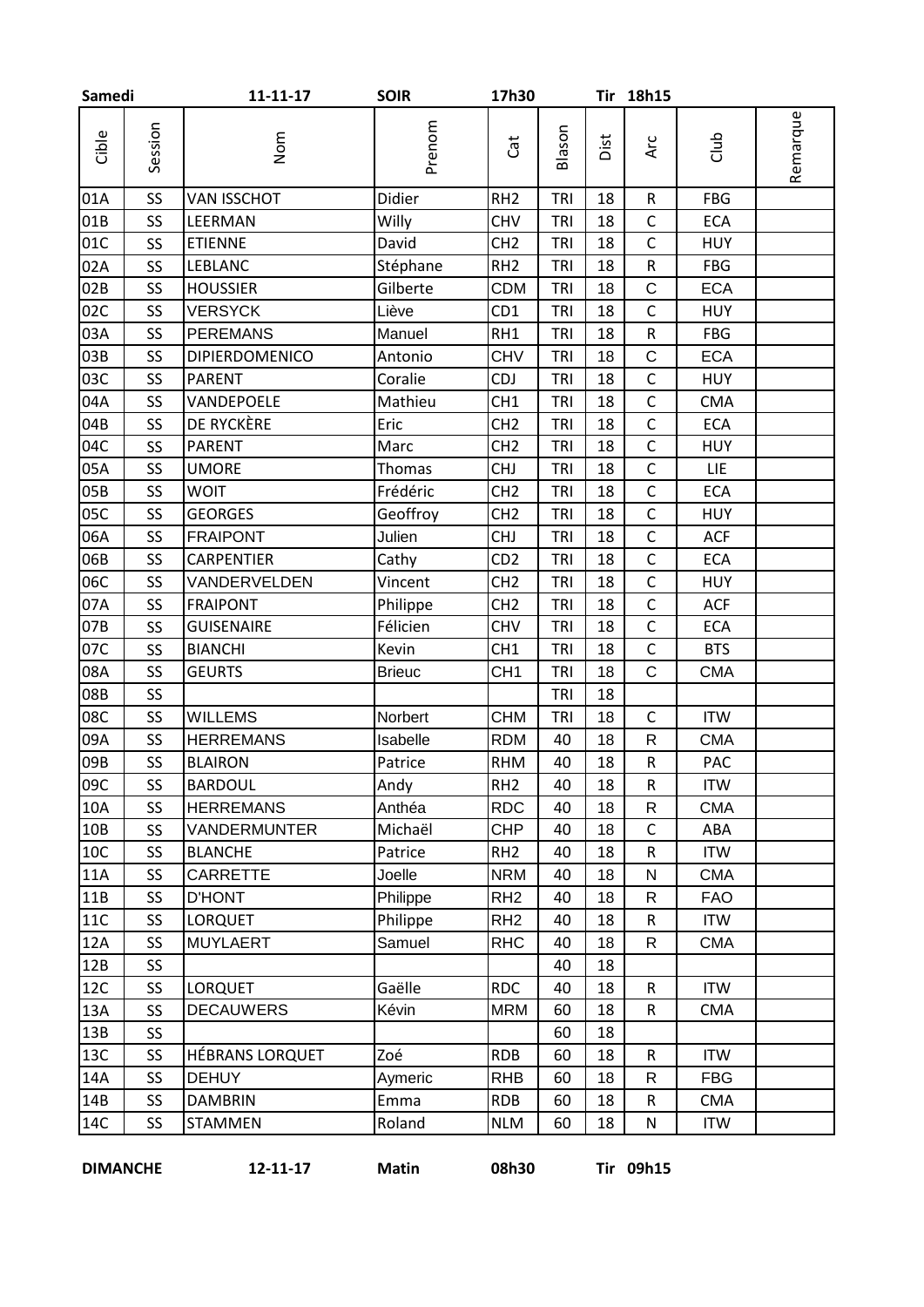**Samedi** **11-11-17** **SOIR** **17h30** **Tir 18h15**

| Cible | Session | Nom | Prenom | Cat | Blason | Dist | Arc | Club | Remarque |
|---|---|---|---|---|---|---|---|---|---|
| 01A | SS | VAN ISSCHOT | Didier | RH2 | TRI | 18 | R | FBG | |
| 01B | SS | LEERMAN | Willy | CHV | TRI | 18 | C | ECA | |
| 01C | SS | ETIENNE | David | CH2 | TRI | 18 | C | HUY | |
| 02A | SS | LEBLANC | Stéphane | RH2 | TRI | 18 | R | FBG | |
| 02B | SS | HOUSSIER | Gilberte | CDM | TRI | 18 | C | ECA | |
| 02C | SS | VERSYCK | Liève | CD1 | TRI | 18 | C | HUY | |
| 03A | SS | PEREMANS | Manuel | RH1 | TRI | 18 | R | FBG | |
| 03B | SS | DIPIERDOMENICO | Antonio | CHV | TRI | 18 | C | ECA | |
| 03C | SS | PARENT | Coralie | CDJ | TRI | 18 | C | HUY | |
| 04A | SS | VANDEPOELE | Mathieu | CH1 | TRI | 18 | C | CMA | |
| 04B | SS | DE RYCKÈRE | Eric | CH2 | TRI | 18 | C | ECA | |
| 04C | SS | PARENT | Marc | CH2 | TRI | 18 | C | HUY | |
| 05A | SS | UMORE | Thomas | CHJ | TRI | 18 | C | LIE | |
| 05B | SS | WOIT | Frédéric | CH2 | TRI | 18 | C | ECA | |
| 05C | SS | GEORGES | Geoffroy | CH2 | TRI | 18 | C | HUY | |
| 06A | SS | FRAIPONT | Julien | CHJ | TRI | 18 | C | ACF | |
| 06B | SS | CARPENTIER | Cathy | CD2 | TRI | 18 | C | ECA | |
| 06C | SS | VANDERVELDEN | Vincent | CH2 | TRI | 18 | C | HUY | |
| 07A | SS | FRAIPONT | Philippe | CH2 | TRI | 18 | C | ACF | |
| 07B | SS | GUISENAIRE | Félicien | CHV | TRI | 18 | C | ECA | |
| 07C | SS | BIANCHI | Kevin | CH1 | TRI | 18 | C | BTS | |
| 08A | SS | GEURTS | Brieuc | CH1 | TRI | 18 | C | CMA | |
| 08B | SS | | | | TRI | 18 | | | |
| 08C | SS | WILLEMS | Norbert | CHM | TRI | 18 | C | ITW | |
| 09A | SS | HERREMANS | Isabelle | RDM | 40 | 18 | R | CMA | |
| 09B | SS | BLAIRON | Patrice | RHM | 40 | 18 | R | PAC | |
| 09C | SS | BARDOUL | Andy | RH2 | 40 | 18 | R | ITW | |
| 10A | SS | HERREMANS | Anthéa | RDC | 40 | 18 | R | CMA | |
| 10B | SS | VANDERMUNTER | Michaël | CHP | 40 | 18 | C | ABA | |
| 10C | SS | BLANCHE | Patrice | RH2 | 40 | 18 | R | ITW | |
| 11A | SS | CARRETTE | Joelle | NRM | 40 | 18 | N | CMA | |
| 11B | SS | D'HONT | Philippe | RH2 | 40 | 18 | R | FAO | |
| 11C | SS | LORQUET | Philippe | RH2 | 40 | 18 | R | ITW | |
| 12A | SS | MUYLAERT | Samuel | RHC | 40 | 18 | R | CMA | |
| 12B | SS | | | | 40 | 18 | | | |
| 12C | SS | LORQUET | Gaëlle | RDC | 40 | 18 | R | ITW | |
| 13A | SS | DECAUWERS | Kévin | MRM | 60 | 18 | R | CMA | |
| 13B | SS | | | | 60 | 18 | | | |
| 13C | SS | HÉBRANS LORQUET | Zoé | RDB | 60 | 18 | R | ITW | |
| 14A | SS | DEHUY | Aymeric | RHB | 60 | 18 | R | FBG | |
| 14B | SS | DAMBRIN | Emma | RDB | 60 | 18 | R | CMA | |
| 14C | SS | STAMMEN | Roland | NLM | 60 | 18 | N | ITW | |

**DIMANCHE** **12-11-17** **Matin** **08h30** **Tir 09h15**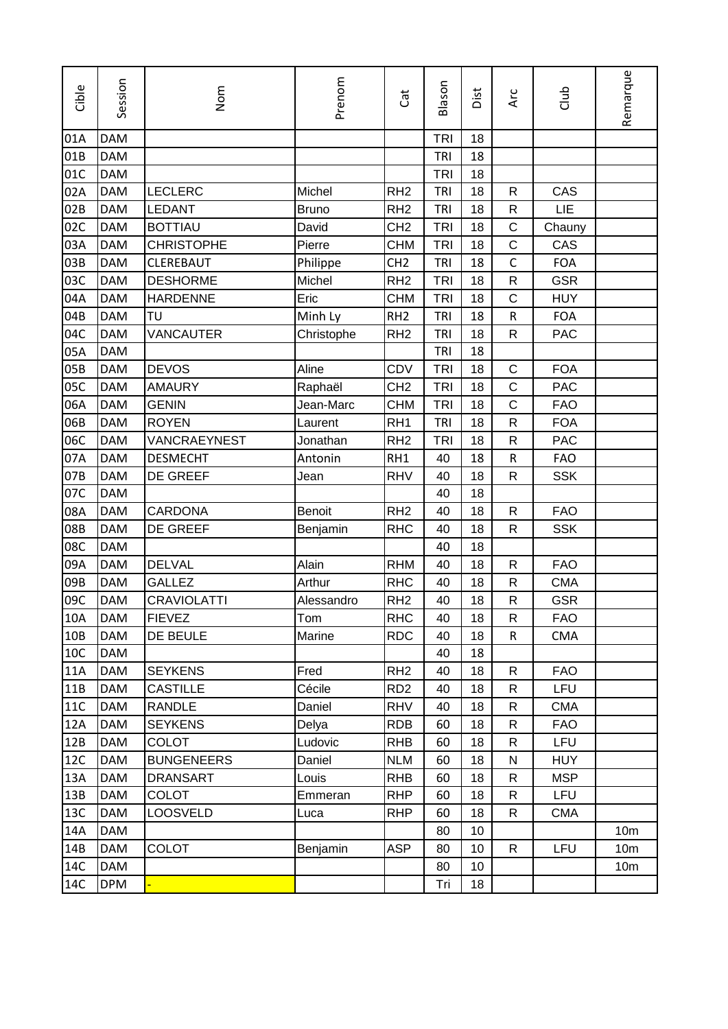| Cible | Session | Nom | Prenom | Cat | Blason | Dist | Arc | Club | Remarque |
|---|---|---|---|---|---|---|---|---|---|
| 01A | DAM | | | | TRI | 18 | | | |
| 01B | DAM | | | | TRI | 18 | | | |
| 01C | DAM | | | | TRI | 18 | | | |
| 02A | DAM | LECLERC | Michel | RH2 | TRI | 18 | R | CAS | |
| 02B | DAM | LEDANT | Bruno | RH2 | TRI | 18 | R | LIE | |
| 02C | DAM | BOTTIAU | David | CH2 | TRI | 18 | C | Chauny | |
| 03A | DAM | CHRISTOPHE | Pierre | CHM | TRI | 18 | C | CAS | |
| 03B | DAM | CLEREBAUT | Philippe | CH2 | TRI | 18 | C | FOA | |
| 03C | DAM | DESHORME | Michel | RH2 | TRI | 18 | R | GSR | |
| 04A | DAM | HARDENNE | Eric | CHM | TRI | 18 | C | HUY | |
| 04B | DAM | TU | Minh Ly | RH2 | TRI | 18 | R | FOA | |
| 04C | DAM | VANCAUTER | Christophe | RH2 | TRI | 18 | R | PAC | |
| 05A | DAM | | | | TRI | 18 | | | |
| 05B | DAM | DEVOS | Aline | CDV | TRI | 18 | C | FOA | |
| 05C | DAM | AMAURY | Raphaël | CH2 | TRI | 18 | C | PAC | |
| 06A | DAM | GENIN | Jean-Marc | CHM | TRI | 18 | C | FAO | |
| 06B | DAM | ROYEN | Laurent | RH1 | TRI | 18 | R | FOA | |
| 06C | DAM | VANCRAEYNEST | Jonathan | RH2 | TRI | 18 | R | PAC | |
| 07A | DAM | DESMECHT | Antonin | RH1 | 40 | 18 | R | FAO | |
| 07B | DAM | DE GREEF | Jean | RHV | 40 | 18 | R | SSK | |
| 07C | DAM | | | | 40 | 18 | | | |
| 08A | DAM | CARDONA | Benoit | RH2 | 40 | 18 | R | FAO | |
| 08B | DAM | DE GREEF | Benjamin | RHC | 40 | 18 | R | SSK | |
| 08C | DAM | | | | 40 | 18 | | | |
| 09A | DAM | DELVAL | Alain | RHM | 40 | 18 | R | FAO | |
| 09B | DAM | GALLEZ | Arthur | RHC | 40 | 18 | R | CMA | |
| 09C | DAM | CRAVIOLATTI | Alessandro | RH2 | 40 | 18 | R | GSR | |
| 10A | DAM | FIEVEZ | Tom | RHC | 40 | 18 | R | FAO | |
| 10B | DAM | DE BEULE | Marine | RDC | 40 | 18 | R | CMA | |
| 10C | DAM | | | | 40 | 18 | | | |
| 11A | DAM | SEYKENS | Fred | RH2 | 40 | 18 | R | FAO | |
| 11B | DAM | CASTILLE | Cécile | RD2 | 40 | 18 | R | LFU | |
| 11C | DAM | RANDLE | Daniel | RHV | 40 | 18 | R | CMA | |
| 12A | DAM | SEYKENS | Delya | RDB | 60 | 18 | R | FAO | |
| 12B | DAM | COLOT | Ludovic | RHB | 60 | 18 | R | LFU | |
| 12C | DAM | BUNGENEERS | Daniel | NLM | 60 | 18 | N | HUY | |
| 13A | DAM | DRANSART | Louis | RHB | 60 | 18 | R | MSP | |
| 13B | DAM | COLOT | Emmeran | RHP | 60 | 18 | R | LFU | |
| 13C | DAM | LOOSVELD | Luca | RHP | 60 | 18 | R | CMA | |
| 14A | DAM | | | | 80 | 10 | | | 10m |
| 14B | DAM | COLOT | Benjamin | ASP | 80 | 10 | R | LFU | 10m |
| 14C | DAM | | | | 80 | 10 | | | 10m |
| 14C | DPM | - | | | Tri | 18 | | | |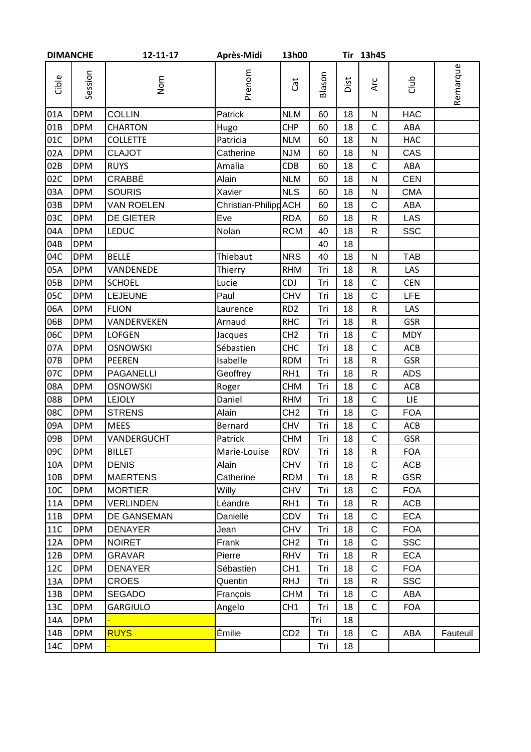**DIMANCHE** **12-11-17** **Après-Midi** **13h00** **Tir 13h45**

| Cible | Session | Nom | Prenom | Cat | Blason | Dist | Arc | Club | Remarque |
|---|---|---|---|---|---|---|---|---|---|
| 01A | DPM | COLLIN | Patrick | NLM | 60 | 18 | N | HAC | |
| 01B | DPM | CHARTON | Hugo | CHP | 60 | 18 | C | ABA | |
| 01C | DPM | COLLETTE | Patricia | NLM | 60 | 18 | N | HAC | |
| 02A | DPM | CLAJOT | Catherine | NJM | 60 | 18 | N | CAS | |
| 02B | DPM | RUYS | Amalia | CDB | 60 | 18 | C | ABA | |
| 02C | DPM | CRABBÉ | Alain | NLM | 60 | 18 | N | CEN | |
| 03A | DPM | SOURIS | Xavier | NLS | 60 | 18 | N | CMA | |
| 03B | DPM | VAN ROELEN | Christian-Philipp | ACH | 60 | 18 | C | ABA | |
| 03C | DPM | DE GIETER | Eve | RDA | 60 | 18 | R | LAS | |
| 04A | DPM | LEDUC | Nolan | RCM | 40 | 18 | R | SSC | |
| 04B | DPM | | | | 40 | 18 | | | |
| 04C | DPM | BELLE | Thiebaut | NRS | 40 | 18 | N | TAB | |
| 05A | DPM | VANDENEDE | Thierry | RHM | Tri | 18 | R | LAS | |
| 05B | DPM | SCHOEL | Lucie | CDJ | Tri | 18 | C | CEN | |
| 05C | DPM | LEJEUNE | Paul | CHV | Tri | 18 | C | LFE | |
| 06A | DPM | FLION | Laurence | RD2 | Tri | 18 | R | LAS | |
| 06B | DPM | VANDERVEKEN | Arnaud | RHC | Tri | 18 | R | GSR | |
| 06C | DPM | LOFGEN | Jacques | CH2 | Tri | 18 | C | MDY | |
| 07A | DPM | OSNOWSKI | Sébastien | CHC | Tri | 18 | C | ACB | |
| 07B | DPM | PEEREN | Isabelle | RDM | Tri | 18 | R | GSR | |
| 07C | DPM | PAGANELLI | Geoffrey | RH1 | Tri | 18 | R | ADS | |
| 08A | DPM | OSNOWSKI | Roger | CHM | Tri | 18 | C | ACB | |
| 08B | DPM | LEJOLY | Daniel | RHM | Tri | 18 | C | LIE | |
| 08C | DPM | STRENS | Alain | CH2 | Tri | 18 | C | FOA | |
| 09A | DPM | MEES | Bernard | CHV | Tri | 18 | C | ACB | |
| 09B | DPM | VANDERGUCHT | Patrick | CHM | Tri | 18 | C | GSR | |
| 09C | DPM | BILLET | Marie-Louise | RDV | Tri | 18 | R | FOA | |
| 10A | DPM | DENIS | Alain | CHV | Tri | 18 | C | ACB | |
| 10B | DPM | MAERTENS | Catherine | RDM | Tri | 18 | R | GSR | |
| 10C | DPM | MORTIER | Willy | CHV | Tri | 18 | C | FOA | |
| 11A | DPM | VERLINDEN | Léandre | RH1 | Tri | 18 | R | ACB | |
| 11B | DPM | DE GANSEMAN | Danielle | CDV | Tri | 18 | C | ECA | |
| 11C | DPM | DENAYER | Jean | CHV | Tri | 18 | C | FOA | |
| 12A | DPM | NOIRET | Frank | CH2 | Tri | 18 | C | SSC | |
| 12B | DPM | GRAVAR | Pierre | RHV | Tri | 18 | R | ECA | |
| 12C | DPM | DENAYER | Sébastien | CH1 | Tri | 18 | C | FOA | |
| 13A | DPM | CROES | Quentin | RHJ | Tri | 18 | R | SSC | |
| 13B | DPM | SEGADO | François | CHM | Tri | 18 | C | ABA | |
| 13C | DPM | GARGIULO | Angelo | CH1 | Tri | 18 | C | FOA | |
| 14A | DPM | - | | | Tri | 18 | | | |
| 14B | DPM | RUYS | Émilie | CD2 | Tri | 18 | C | ABA | Fauteuil |
| 14C | DPM | - | | | Tri | 18 | | | |